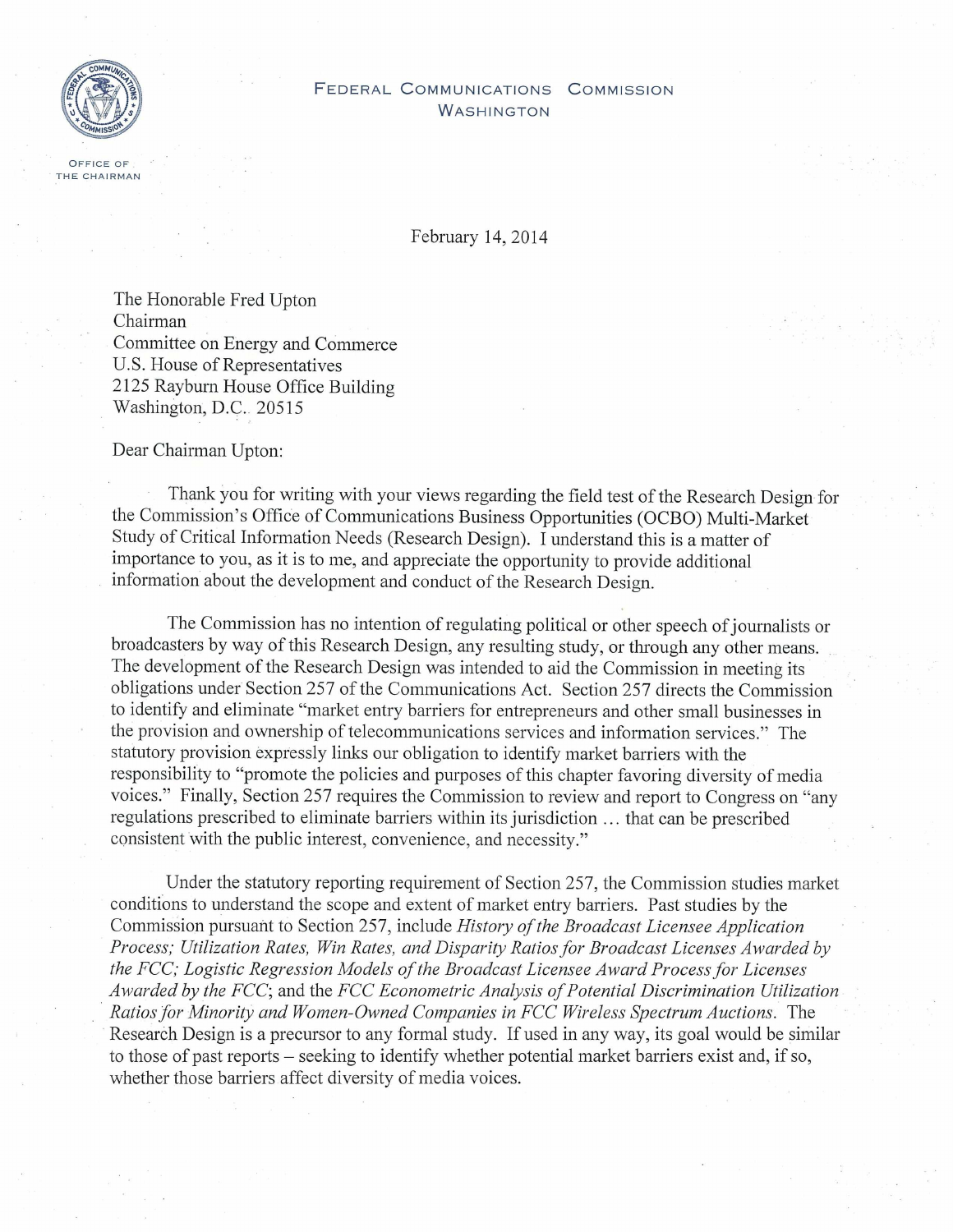FEDERAL COMMUNICATIONS COMMISSION
WASHINGTON

OFFICE OF THE CHAIRMAN

February 14, 2014

The Honorable Fred Upton
Chairman
Committee on Energy and Commerce
U.S. House of Representatives
2125 Rayburn House Office Building
Washington, D.C. 20515

Dear Chairman Upton:

Thank you for writing with your views regarding the field test of the Research Design for the Commission's Office of Communications Business Opportunities (OCBO) Multi-Market Study of Critical Information Needs (Research Design). I understand this is a matter of importance to you, as it is to me, and appreciate the opportunity to provide additional information about the development and conduct of the Research Design.

The Commission has no intention of regulating political or other speech of journalists or broadcasters by way of this Research Design, any resulting study, or through any other means. The development of the Research Design was intended to aid the Commission in meeting its obligations under Section 257 of the Communications Act. Section 257 directs the Commission to identify and eliminate "market entry barriers for entrepreneurs and other small businesses in the provision and ownership of telecommunications services and information services." The statutory provision expressly links our obligation to identify market barriers with the responsibility to "promote the policies and purposes of this chapter favoring diversity of media voices." Finally, Section 257 requires the Commission to review and report to Congress on "any regulations prescribed to eliminate barriers within its jurisdiction ... that can be prescribed consistent with the public interest, convenience, and necessity."

Under the statutory reporting requirement of Section 257, the Commission studies market conditions to understand the scope and extent of market entry barriers. Past studies by the Commission pursuant to Section 257, include *History of the Broadcast Licensee Application Process; Utilization Rates, Win Rates, and Disparity Ratios for Broadcast Licenses Awarded by the FCC; Logistic Regression Models of the Broadcast Licensee Award Process for Licenses Awarded by the FCC*; and the *FCC Econometric Analysis of Potential Discrimination Utilization Ratios for Minority and Women-Owned Companies in FCC Wireless Spectrum Auctions*. The Research Design is a precursor to any formal study. If used in any way, its goal would be similar to those of past reports – seeking to identify whether potential market barriers exist and, if so, whether those barriers affect diversity of media voices.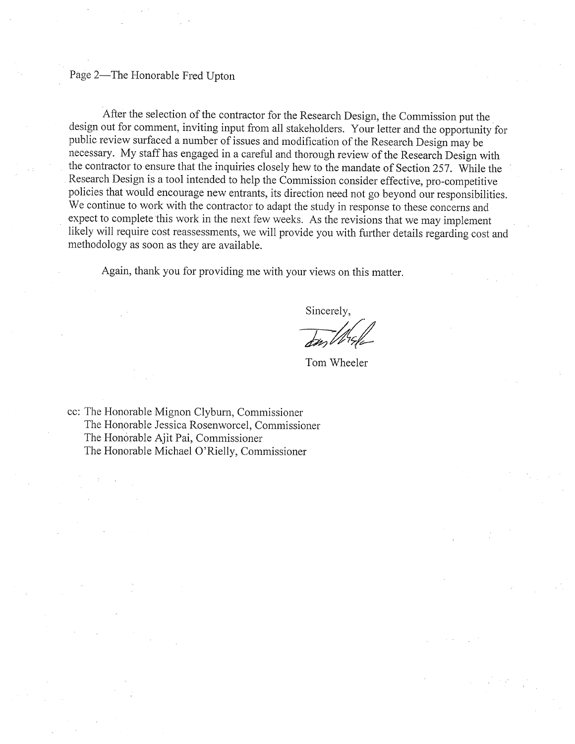After the selection of the contractor for the Research Design, the Commission put the design out for comment, inviting input from all stakeholders. Your letter and the opportunity for public review surfaced a number of issues and modification of the Research Design may be necessary. My staff has engaged in a careful and thorough review of the Research Design with the contractor to ensure that the inquiries closely hew to the mandate of Section 257. While the Research Design is a tool intended to help the Commission consider effective, pro-competitive policies that would encourage new entrants, its direction need not go beyond our responsibilities. We continue to work with the contractor to adapt the study in response to these concerns and expect to complete this work in the next few weeks. As the revisions that we may implement likely will require cost reassessments, we will provide you with further details regarding cost and methodology as soon as they are available.

Again, thank you for providing me with your views on this matter.

Sincerely,

Tom Wheeler

cc: The Honorable Mignon Clyburn, Commissioner
The Honorable Jessica Rosenworcel, Commissioner
The Honorable Ajit Pai, Commissioner
The Honorable Michael O'Rielly, Commissioner